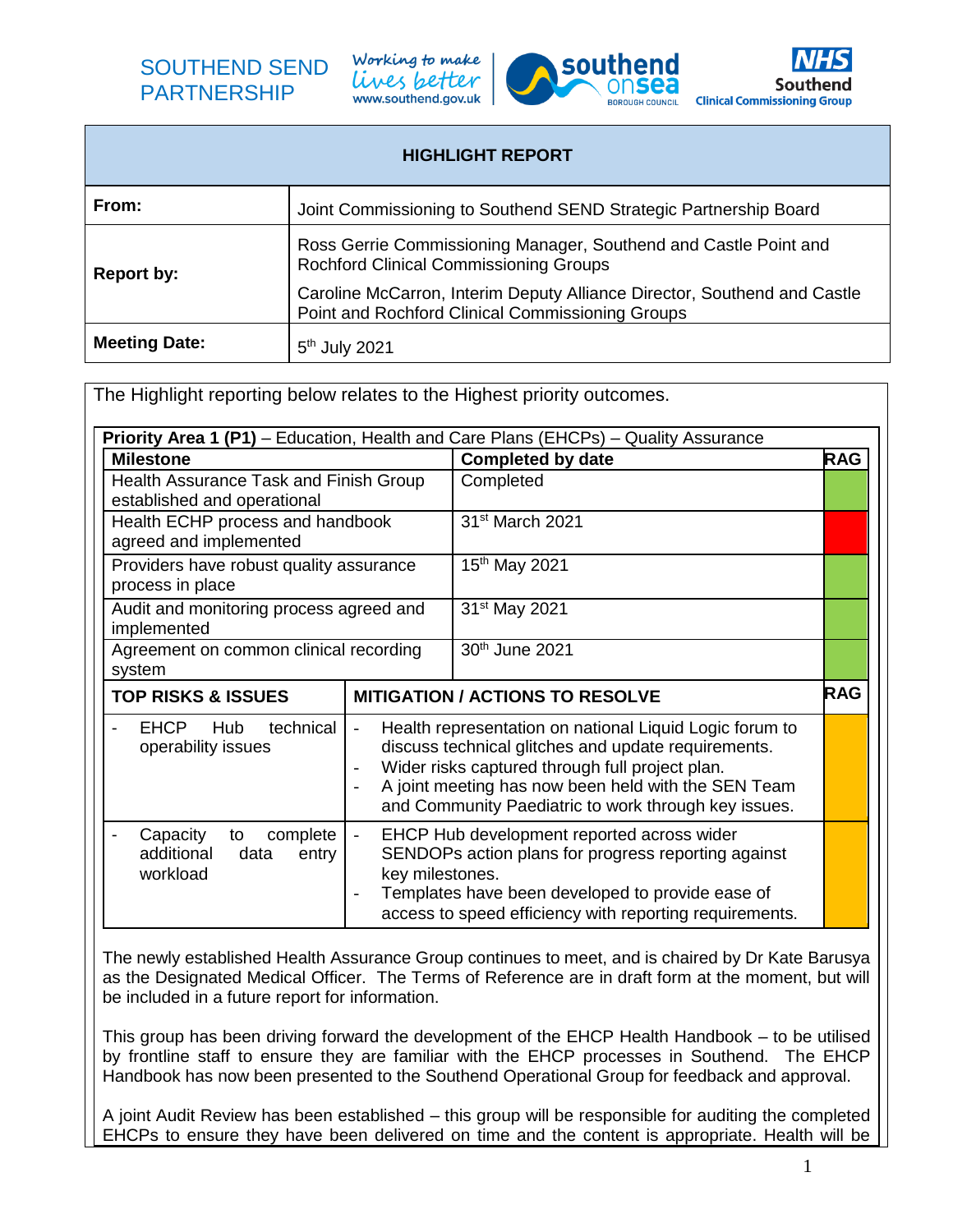SOUTHEND SEND PARTNERSHIP

Working to make lives better
www.southend.gov.uk

southend onsea BOROUGH COUNCIL

NHS Southend Clinical Commissioning Group

## HIGHLIGHT REPORT

| | |
|---|---|
| **From:** | Joint Commissioning to Southend SEND Strategic Partnership Board |
| **Report by:** | Ross Gerrie Commissioning Manager, Southend and Castle Point and Rochford Clinical Commissioning Groups<br><br>Caroline McCarron, Interim Deputy Alliance Director, Southend and Castle Point and Rochford Clinical Commissioning Groups |
| **Meeting Date:** | 5th July 2021 |

The Highlight reporting below relates to the Highest priority outcomes.

**Priority Area 1 (P1)** – Education, Health and Care Plans (EHCPs) – Quality Assurance

| **Milestone** | **Completed by date** | **RAG** |
|---|---|---|
| Health Assurance Task and Finish Group established and operational | Completed | Green |
| Health ECHP process and handbook agreed and implemented | 31st March 2021 | Red |
| Providers have robust quality assurance process in place | 15th May 2021 | Green |
| Audit and monitoring process agreed and implemented | 31st May 2021 | Green |
| Agreement on common clinical recording system | 30th June 2021 | Green |

| **TOP RISKS & ISSUES** | **MITIGATION / ACTIONS TO RESOLVE** | **RAG** |
|---|---|---|
| - EHCP Hub technical operability issues | - Health representation on national Liquid Logic forum to discuss technical glitches and update requirements.<br>- Wider risks captured through full project plan.<br>- A joint meeting has now been held with the SEN Team and Community Paediatric to work through key issues. | Amber |
| - Capacity to complete additional data entry workload | - EHCP Hub development reported across wider SENDOPs action plans for progress reporting against key milestones.<br>- Templates have been developed to provide ease of access to speed efficiency with reporting requirements. | Amber |

The newly established Health Assurance Group continues to meet, and is chaired by Dr Kate Barusya as the Designated Medical Officer. The Terms of Reference are in draft form at the moment, but will be included in a future report for information.

This group has been driving forward the development of the EHCP Health Handbook – to be utilised by frontline staff to ensure they are familiar with the EHCP processes in Southend. The EHCP Handbook has now been presented to the Southend Operational Group for feedback and approval.

A joint Audit Review has been established – this group will be responsible for auditing the completed EHCPs to ensure they have been delivered on time and the content is appropriate. Health will be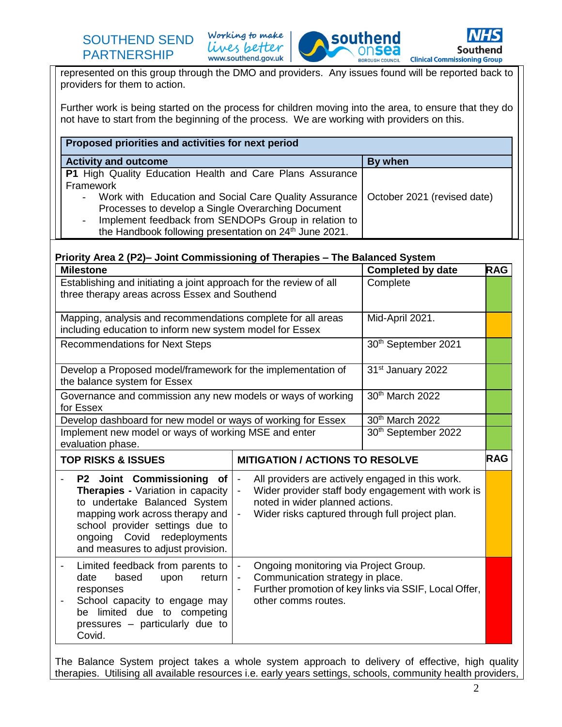represented on this group through the DMO and providers. Any issues found will be reported back to providers for them to action.

Further work is being started on the process for children moving into the area, to ensure that they do not have to start from the beginning of the process. We are working with providers on this.

| Proposed priorities and activities for next period | |
|---|---|
| **Activity and outcome** | **By when** |
| **P1** High Quality Education Health and Care Plans Assurance Framework<br>- Work with Education and Social Care Quality Assurance Processes to develop a Single Overarching Document<br>- Implement feedback from SENDOPs Group in relation to the Handbook following presentation on 24th June 2021. | October 2021 (revised date) |

**Priority Area 2 (P2)– Joint Commissioning of Therapies – The Balanced System**

| Milestone | Completed by date | RAG |
|---|---|---|
| Establishing and initiating a joint approach for the review of all three therapy areas across Essex and Southend | Complete | Green |
| Mapping, analysis and recommendations complete for all areas including education to inform new system model for Essex | Mid-April 2021. | Amber |
| Recommendations for Next Steps | 30th September 2021 | Green |
| Develop a Proposed model/framework for the implementation of the balance system for Essex | 31st January 2022 | Green |
| Governance and commission any new models or ways of working for Essex | 30th March 2022 | Green |
| Develop dashboard for new model or ways of working for Essex | 30th March 2022 | Green |
| Implement new model or ways of working MSE and enter evaluation phase. | 30th September 2022 | Green |

| TOP RISKS & ISSUES | MITIGATION / ACTIONS TO RESOLVE | RAG |
|---|---|---|
| - **P2 Joint Commissioning of Therapies -** Variation in capacity to undertake Balanced System mapping work across therapy and school provider settings due to ongoing Covid redeployments and measures to adjust provision. | - All providers are actively engaged in this work.<br>- Wider provider staff body engagement with work is noted in wider planned actions.<br>- Wider risks captured through full project plan. | Amber |
| - Limited feedback from parents to date based upon return responses<br>- School capacity to engage may be limited due to competing pressures – particularly due to Covid. | - Ongoing monitoring via Project Group.<br>- Communication strategy in place.<br>- Further promotion of key links via SSIF, Local Offer, other comms routes. | Red |

The Balance System project takes a whole system approach to delivery of effective, high quality therapies. Utilising all available resources i.e. early years settings, schools, community health providers,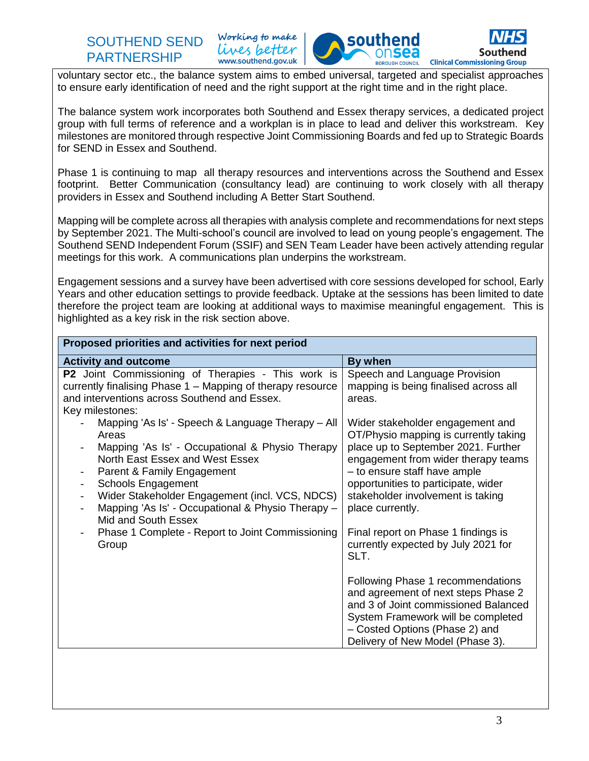voluntary sector etc., the balance system aims to embed universal, targeted and specialist approaches to ensure early identification of need and the right support at the right time and in the right place.

The balance system work incorporates both Southend and Essex therapy services, a dedicated project group with full terms of reference and a workplan is in place to lead and deliver this workstream. Key milestones are monitored through respective Joint Commissioning Boards and fed up to Strategic Boards for SEND in Essex and Southend.

Phase 1 is continuing to map all therapy resources and interventions across the Southend and Essex footprint. Better Communication (consultancy lead) are continuing to work closely with all therapy providers in Essex and Southend including A Better Start Southend.

Mapping will be complete across all therapies with analysis complete and recommendations for next steps by September 2021. The Multi-school's council are involved to lead on young people's engagement. The Southend SEND Independent Forum (SSIF) and SEN Team Leader have been actively attending regular meetings for this work. A communications plan underpins the workstream.

Engagement sessions and a survey have been advertised with core sessions developed for school, Early Years and other education settings to provide feedback. Uptake at the sessions has been limited to date therefore the project team are looking at additional ways to maximise meaningful engagement. This is highlighted as a key risk in the risk section above.

| **Proposed priorities and activities for next period** | |
|---|---|
| **Activity and outcome** | **By when** |
| **P2** Joint Commissioning of Therapies - This work is currently finalising Phase 1 – Mapping of therapy resource and interventions across Southend and Essex.<br>Key milestones:<br>- Mapping 'As Is' - Speech & Language Therapy – All Areas<br>- Mapping 'As Is' - Occupational & Physio Therapy North East Essex and West Essex<br>- Parent & Family Engagement<br>- Schools Engagement<br>- Wider Stakeholder Engagement (incl. VCS, NDCS)<br>- Mapping 'As Is' - Occupational & Physio Therapy – Mid and South Essex<br>- Phase 1 Complete - Report to Joint Commissioning Group | Speech and Language Provision mapping is being finalised across all areas.<br><br>Wider stakeholder engagement and OT/Physio mapping is currently taking place up to September 2021. Further engagement from wider therapy teams – to ensure staff have ample opportunities to participate, wider stakeholder involvement is taking place currently.<br><br>Final report on Phase 1 findings is currently expected by July 2021 for SLT.<br><br>Following Phase 1 recommendations and agreement of next steps Phase 2 and 3 of Joint commissioned Balanced System Framework will be completed – Costed Options (Phase 2) and Delivery of New Model (Phase 3). |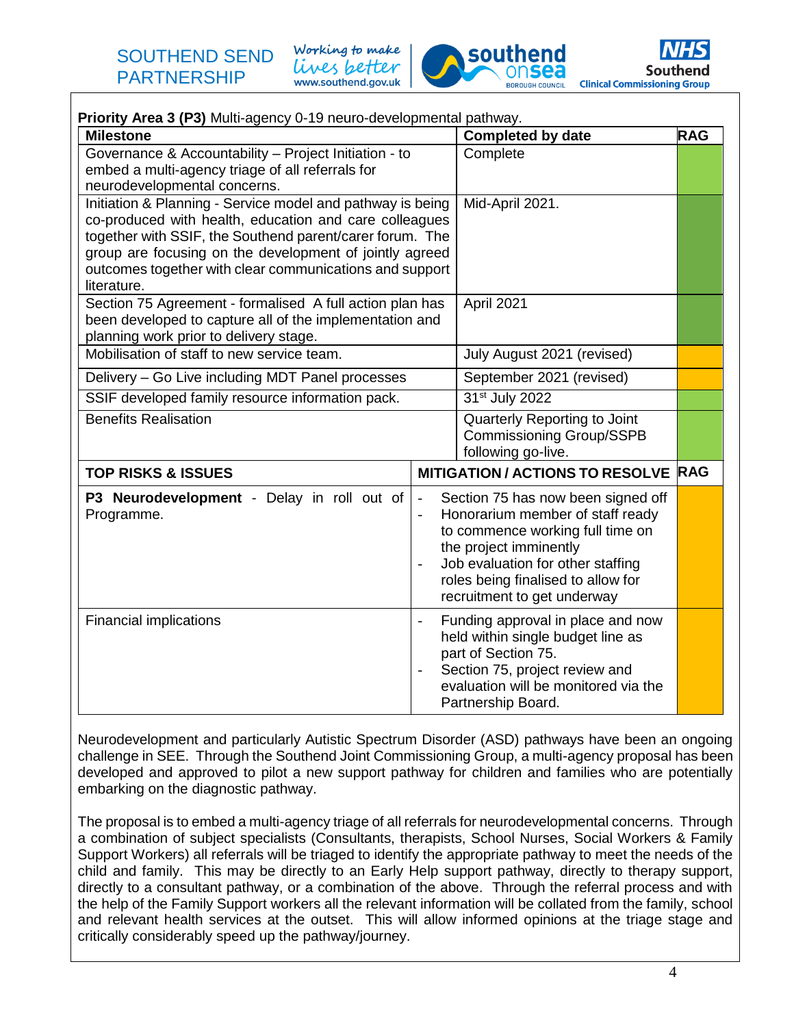**Priority Area 3 (P3)** Multi-agency 0-19 neuro-developmental pathway.

| Milestone | Completed by date | RAG |
|---|---|---|
| Governance & Accountability – Project Initiation - to embed a multi-agency triage of all referrals for neurodevelopmental concerns. | Complete | |
| Initiation & Planning - Service model and pathway is being co-produced with health, education and care colleagues together with SSIF, the Southend parent/carer forum. The group are focusing on the development of jointly agreed outcomes together with clear communications and support literature. | Mid-April 2021. | |
| Section 75 Agreement - formalised A full action plan has been developed to capture all of the implementation and planning work prior to delivery stage. | April 2021 | |
| Mobilisation of staff to new service team. | July August 2021 (revised) | |
| Delivery – Go Live including MDT Panel processes | September 2021 (revised) | |
| SSIF developed family resource information pack. | 31st July 2022 | |
| Benefits Realisation | Quarterly Reporting to Joint Commissioning Group/SSPB following go-live. | |

| TOP RISKS & ISSUES | MITIGATION / ACTIONS TO RESOLVE | RAG |
|---|---|---|
| **P3 Neurodevelopment** - Delay in roll out of Programme. | - Section 75 has now been signed off<br>- Honorarium member of staff ready to commence working full time on the project imminently<br>- Job evaluation for other staffing roles being finalised to allow for recruitment to get underway | |
| Financial implications | - Funding approval in place and now held within single budget line as part of Section 75.<br>- Section 75, project review and evaluation will be monitored via the Partnership Board. | |

Neurodevelopment and particularly Autistic Spectrum Disorder (ASD) pathways have been an ongoing challenge in SEE. Through the Southend Joint Commissioning Group, a multi-agency proposal has been developed and approved to pilot a new support pathway for children and families who are potentially embarking on the diagnostic pathway.

The proposal is to embed a multi-agency triage of all referrals for neurodevelopmental concerns. Through a combination of subject specialists (Consultants, therapists, School Nurses, Social Workers & Family Support Workers) all referrals will be triaged to identify the appropriate pathway to meet the needs of the child and family. This may be directly to an Early Help support pathway, directly to therapy support, directly to a consultant pathway, or a combination of the above. Through the referral process and with the help of the Family Support workers all the relevant information will be collated from the family, school and relevant health services at the outset. This will allow informed opinions at the triage stage and critically considerably speed up the pathway/journey.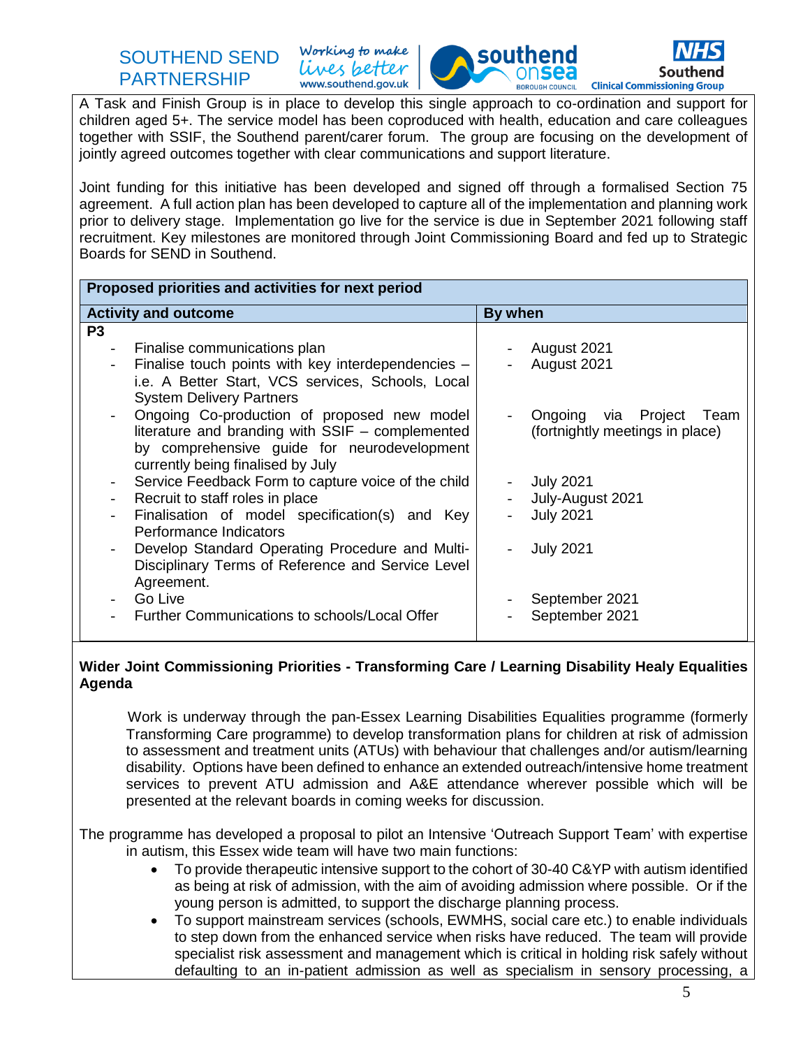A Task and Finish Group is in place to develop this single approach to co-ordination and support for children aged 5+. The service model has been coproduced with health, education and care colleagues together with SSIF, the Southend parent/carer forum. The group are focusing on the development of jointly agreed outcomes together with clear communications and support literature.

Joint funding for this initiative has been developed and signed off through a formalised Section 75 agreement. A full action plan has been developed to capture all of the implementation and planning work prior to delivery stage. Implementation go live for the service is due in September 2021 following staff recruitment. Key milestones are monitored through Joint Commissioning Board and fed up to Strategic Boards for SEND in Southend.

| Proposed priorities and activities for next period | |
|---|---|
| **Activity and outcome** | **By when** |
| **P3** | |
| - Finalise communications plan | - August 2021 |
| - Finalise touch points with key interdependencies – i.e. A Better Start, VCS services, Schools, Local System Delivery Partners | - August 2021 |
| - Ongoing Co-production of proposed new model literature and branding with SSIF – complemented by comprehensive guide for neurodevelopment currently being finalised by July | - Ongoing via Project Team (fortnightly meetings in place) |
| - Service Feedback Form to capture voice of the child | - July 2021 |
| - Recruit to staff roles in place | - July-August 2021 |
| - Finalisation of model specification(s) and Key Performance Indicators | - July 2021 |
| - Develop Standard Operating Procedure and Multi-Disciplinary Terms of Reference and Service Level Agreement. | - July 2021 |
| - Go Live | - September 2021 |
| - Further Communications to schools/Local Offer | - September 2021 |

**Wider Joint Commissioning Priorities - Transforming Care / Learning Disability Healy Equalities Agenda**

Work is underway through the pan-Essex Learning Disabilities Equalities programme (formerly Transforming Care programme) to develop transformation plans for children at risk of admission to assessment and treatment units (ATUs) with behaviour that challenges and/or autism/learning disability. Options have been defined to enhance an extended outreach/intensive home treatment services to prevent ATU admission and A&E attendance wherever possible which will be presented at the relevant boards in coming weeks for discussion.

The programme has developed a proposal to pilot an Intensive 'Outreach Support Team' with expertise in autism, this Essex wide team will have two main functions:

- To provide therapeutic intensive support to the cohort of 30-40 C&YP with autism identified as being at risk of admission, with the aim of avoiding admission where possible. Or if the young person is admitted, to support the discharge planning process.
- To support mainstream services (schools, EWMHS, social care etc.) to enable individuals to step down from the enhanced service when risks have reduced. The team will provide specialist risk assessment and management which is critical in holding risk safely without defaulting to an in-patient admission as well as specialism in sensory processing, a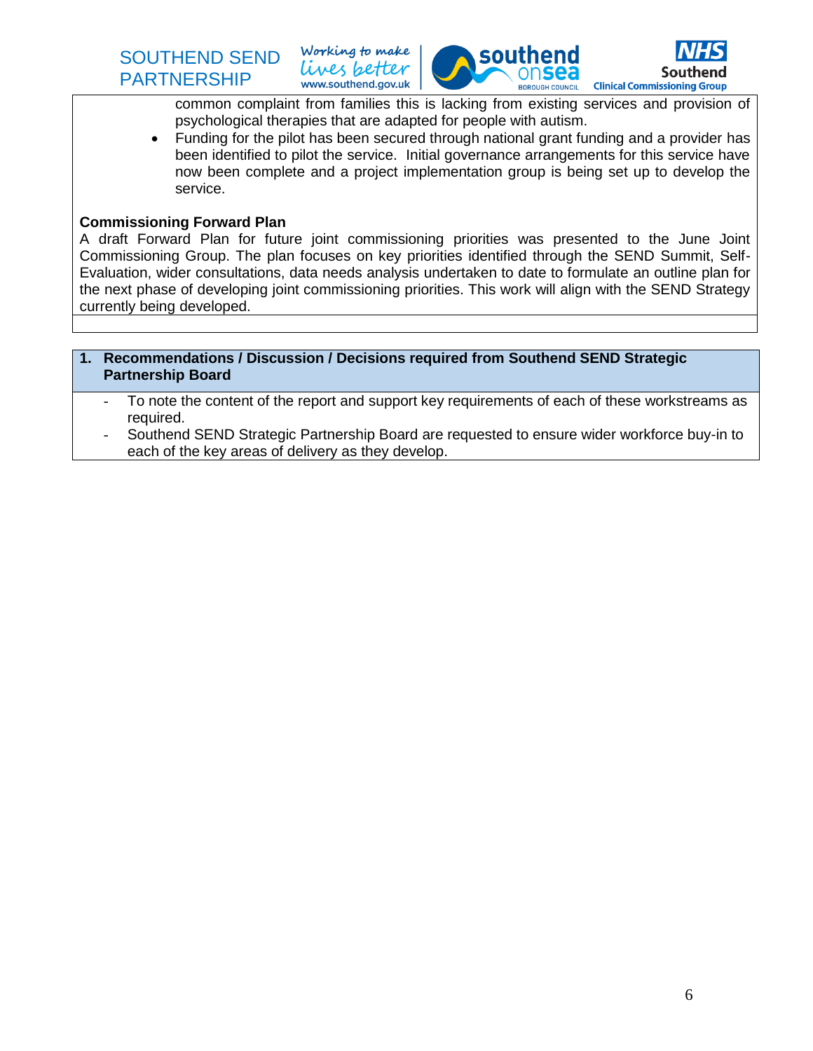common complaint from families this is lacking from existing services and provision of psychological therapies that are adapted for people with autism.

- Funding for the pilot has been secured through national grant funding and a provider has been identified to pilot the service. Initial governance arrangements for this service have now been complete and a project implementation group is being set up to develop the service.

**Commissioning Forward Plan**

A draft Forward Plan for future joint commissioning priorities was presented to the June Joint Commissioning Group. The plan focuses on key priorities identified through the SEND Summit, Self-Evaluation, wider consultations, data needs analysis undertaken to date to formulate an outline plan for the next phase of developing joint commissioning priorities. This work will align with the SEND Strategy currently being developed.

## 1. Recommendations / Discussion / Decisions required from Southend SEND Strategic Partnership Board

- To note the content of the report and support key requirements of each of these workstreams as required.
- Southend SEND Strategic Partnership Board are requested to ensure wider workforce buy-in to each of the key areas of delivery as they develop.